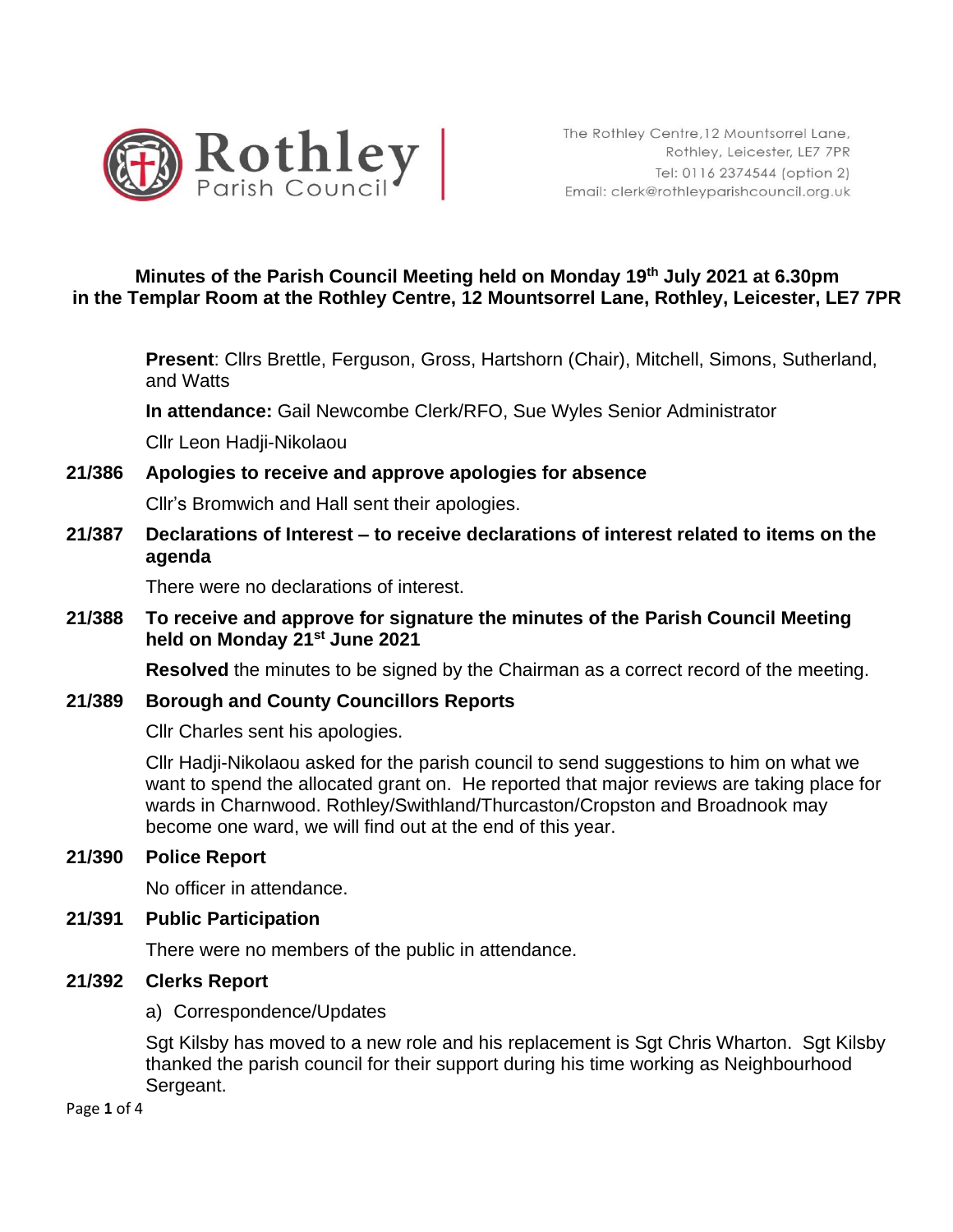Rothley Parish Council

The Rothley Centre, 12 Mountsorrel Lane,
Rothley, Leicester, LE7 7PR
Tel: 0116 2374544 (option 2)
Email: clerk@rothleyparishcouncil.org.uk

# Minutes of the Parish Council Meeting held on Monday 19th July 2021 at 6.30pm in the Templar Room at the Rothley Centre, 12 Mountsorrel Lane, Rothley, Leicester, LE7 7PR

**Present**: Cllrs Brettle, Ferguson, Gross, Hartshorn (Chair), Mitchell, Simons, Sutherland, and Watts

**In attendance:** Gail Newcombe Clerk/RFO, Sue Wyles Senior Administrator

Cllr Leon Hadji-Nikolaou

**21/386 Apologies to receive and approve apologies for absence**

Cllr's Bromwich and Hall sent their apologies.

**21/387 Declarations of Interest – to receive declarations of interest related to items on the agenda**

There were no declarations of interest.

**21/388 To receive and approve for signature the minutes of the Parish Council Meeting held on Monday 21st June 2021**

**Resolved** the minutes to be signed by the Chairman as a correct record of the meeting.

**21/389 Borough and County Councillors Reports**

Cllr Charles sent his apologies.

Cllr Hadji-Nikolaou asked for the parish council to send suggestions to him on what we want to spend the allocated grant on. He reported that major reviews are taking place for wards in Charnwood. Rothley/Swithland/Thurcaston/Cropston and Broadnook may become one ward, we will find out at the end of this year.

**21/390 Police Report**

No officer in attendance.

**21/391 Public Participation**

There were no members of the public in attendance.

**21/392 Clerks Report**

a) Correspondence/Updates

Sgt Kilsby has moved to a new role and his replacement is Sgt Chris Wharton. Sgt Kilsby thanked the parish council for their support during his time working as Neighbourhood Sergeant.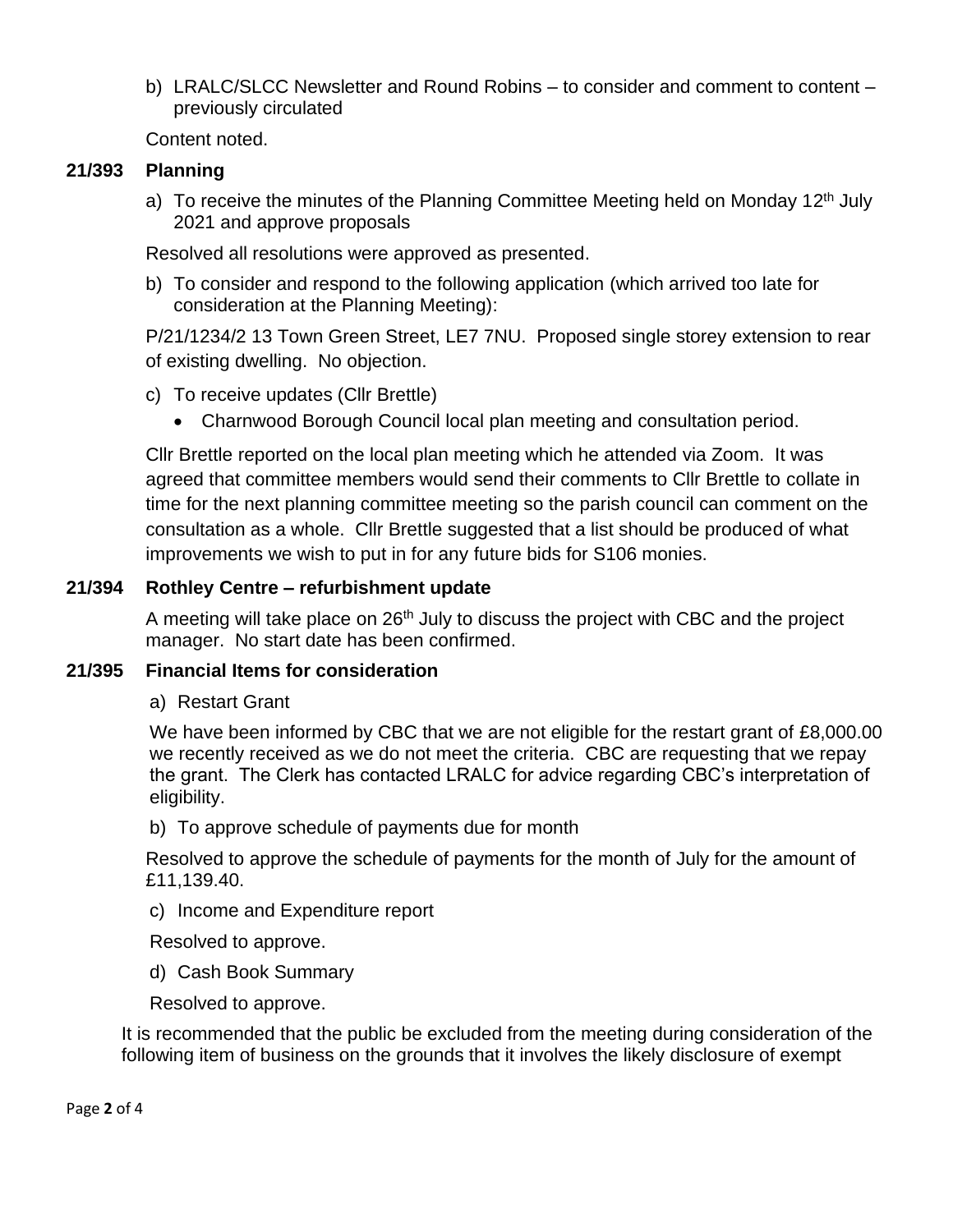b) LRALC/SLCC Newsletter and Round Robins – to consider and comment to content – previously circulated

Content noted.

**21/393 Planning**

a) To receive the minutes of the Planning Committee Meeting held on Monday 12th July 2021 and approve proposals

Resolved all resolutions were approved as presented.

b) To consider and respond to the following application (which arrived too late for consideration at the Planning Meeting):

P/21/1234/2 13 Town Green Street, LE7 7NU. Proposed single storey extension to rear of existing dwelling. No objection.

c) To receive updates (Cllr Brettle)

- Charnwood Borough Council local plan meeting and consultation period.

Cllr Brettle reported on the local plan meeting which he attended via Zoom. It was agreed that committee members would send their comments to Cllr Brettle to collate in time for the next planning committee meeting so the parish council can comment on the consultation as a whole. Cllr Brettle suggested that a list should be produced of what improvements we wish to put in for any future bids for S106 monies.

**21/394 Rothley Centre – refurbishment update**

A meeting will take place on 26th July to discuss the project with CBC and the project manager. No start date has been confirmed.

**21/395 Financial Items for consideration**

a) Restart Grant

We have been informed by CBC that we are not eligible for the restart grant of £8,000.00 we recently received as we do not meet the criteria. CBC are requesting that we repay the grant. The Clerk has contacted LRALC for advice regarding CBC's interpretation of eligibility.

b) To approve schedule of payments due for month

Resolved to approve the schedule of payments for the month of July for the amount of £11,139.40.

c) Income and Expenditure report

Resolved to approve.

d) Cash Book Summary

Resolved to approve.

It is recommended that the public be excluded from the meeting during consideration of the following item of business on the grounds that it involves the likely disclosure of exempt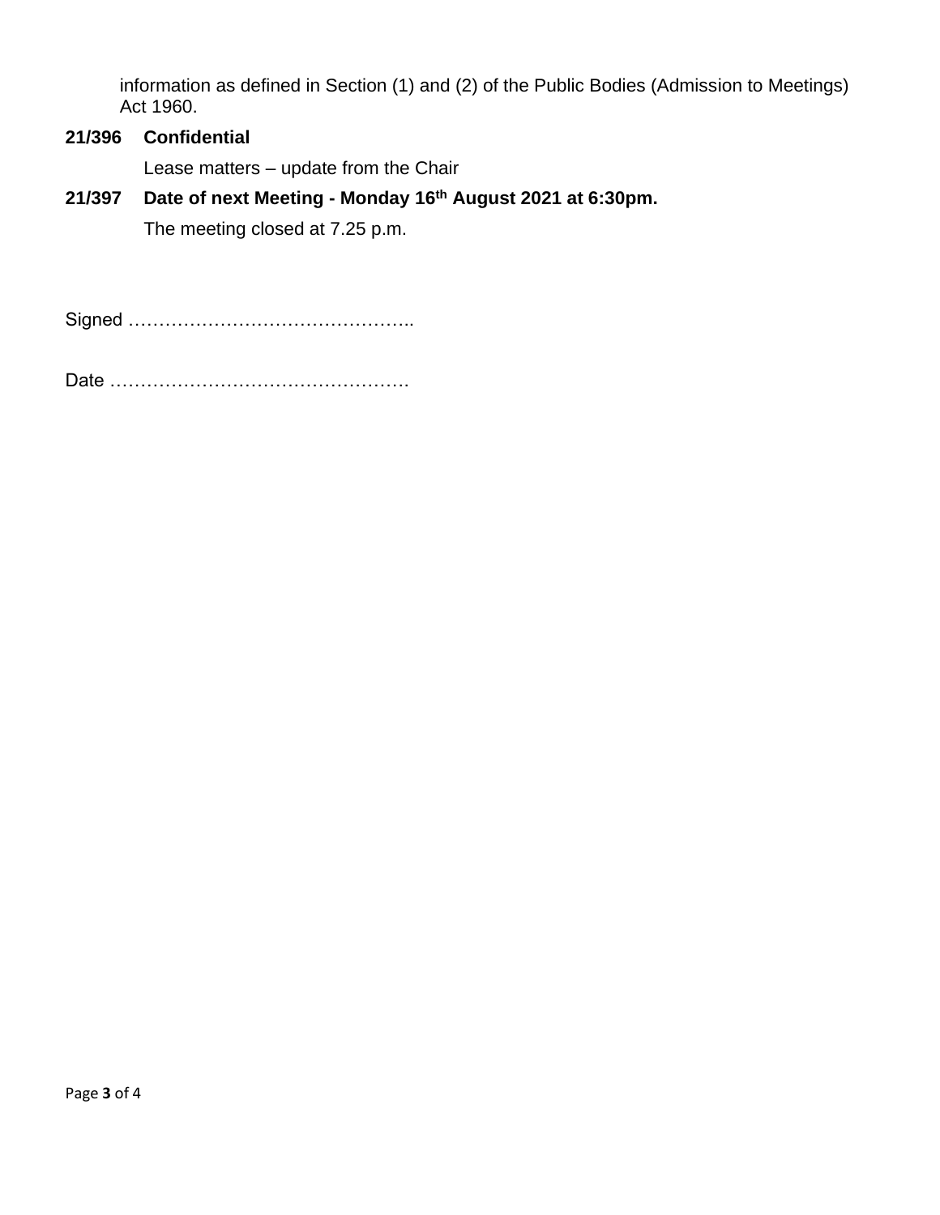information as defined in Section (1) and (2) of the Public Bodies (Admission to Meetings) Act 1960.

**21/396 Confidential**

Lease matters – update from the Chair

**21/397 Date of next Meeting - Monday 16th August 2021 at 6:30pm.**

The meeting closed at 7.25 p.m.

Signed ………………………………………..

Date ………………………………………….